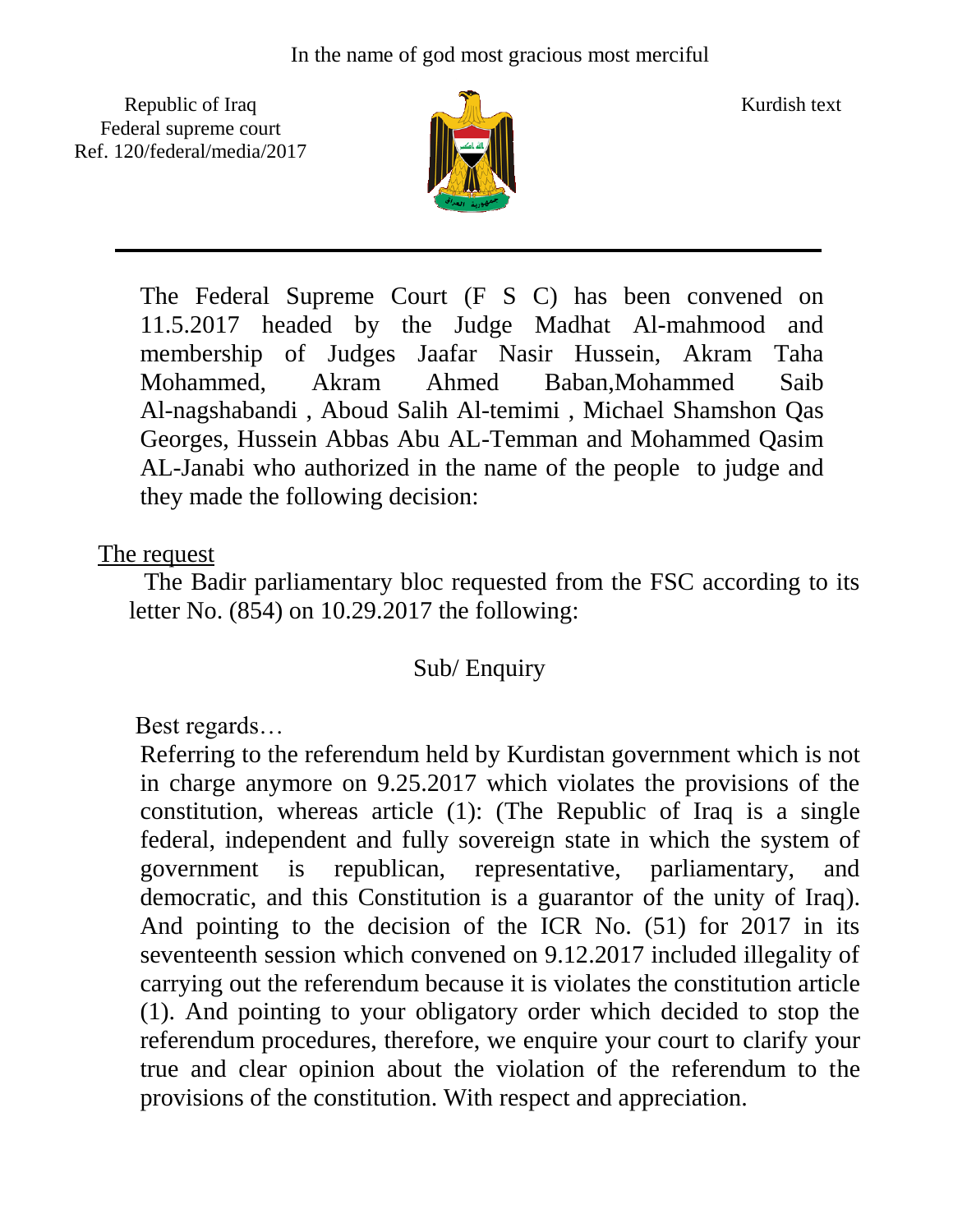In the name of god most gracious most merciful

Republic of Iraq
Federal supreme court
Ref. 120/federal/media/2017

Kurdish text

---

The Federal Supreme Court (F S C) has been convened on 11.5.2017 headed by the Judge Madhat Al-mahmood and membership of Judges Jaafar Nasir Hussein, Akram Taha Mohammed, Akram Ahmed Baban,Mohammed Saib Al-nagshabandi , Aboud Salih Al-temimi , Michael Shamshon Qas Georges, Hussein Abbas Abu AL-Temman and Mohammed Qasim AL-Janabi who authorized in the name of the people to judge and they made the following decision:

The request

The Badir parliamentary bloc requested from the FSC according to its letter No. (854) on 10.29.2017 the following:

Sub/ Enquiry

Best regards…

Referring to the referendum held by Kurdistan government which is not in charge anymore on 9.25.2017 which violates the provisions of the constitution, whereas article (1): (The Republic of Iraq is a single federal, independent and fully sovereign state in which the system of government is republican, representative, parliamentary, and democratic, and this Constitution is a guarantor of the unity of Iraq). And pointing to the decision of the ICR No. (51) for 2017 in its seventeenth session which convened on 9.12.2017 included illegality of carrying out the referendum because it is violates the constitution article (1). And pointing to your obligatory order which decided to stop the referendum procedures, therefore, we enquire your court to clarify your true and clear opinion about the violation of the referendum to the provisions of the constitution. With respect and appreciation.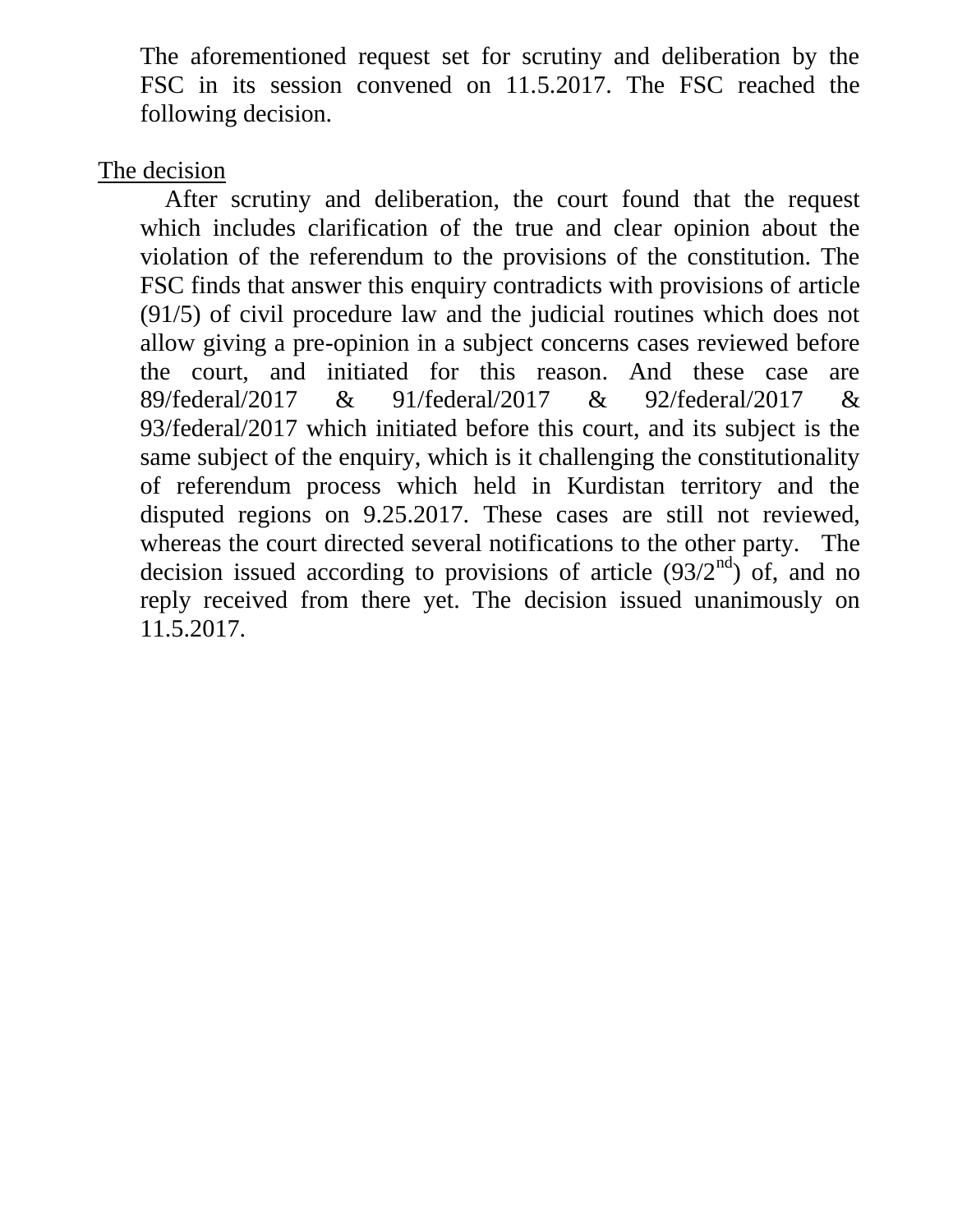The aforementioned request set for scrutiny and deliberation by the FSC in its session convened on 11.5.2017. The FSC reached the following decision.

The decision

After scrutiny and deliberation, the court found that the request which includes clarification of the true and clear opinion about the violation of the referendum to the provisions of the constitution. The FSC finds that answer this enquiry contradicts with provisions of article (91/5) of civil procedure law and the judicial routines which does not allow giving a pre-opinion in a subject concerns cases reviewed before the court, and initiated for this reason. And these case are 89/federal/2017 & 91/federal/2017 & 92/federal/2017 & 93/federal/2017 which initiated before this court, and its subject is the same subject of the enquiry, which is it challenging the constitutionality of referendum process which held in Kurdistan territory and the disputed regions on 9.25.2017. These cases are still not reviewed, whereas the court directed several notifications to the other party. The decision issued according to provisions of article (93/2nd) of, and no reply received from there yet. The decision issued unanimously on 11.5.2017.